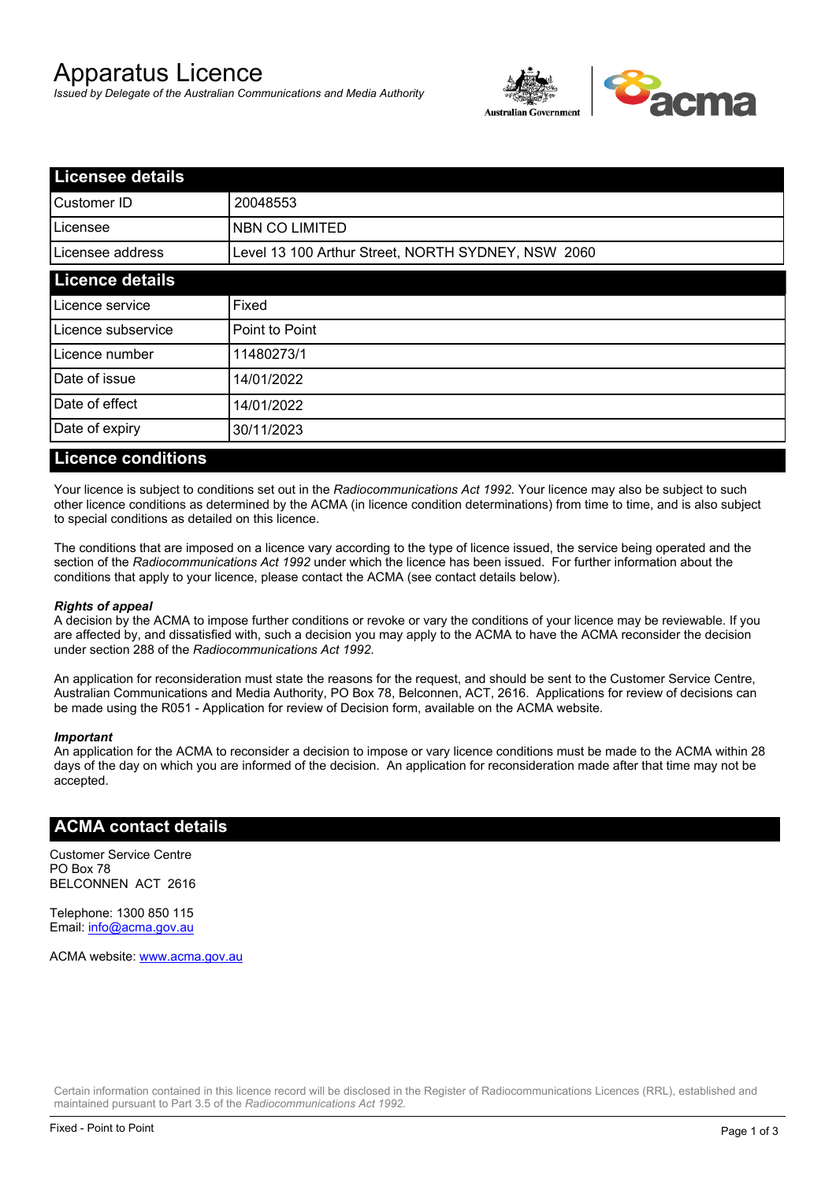# Apparatus Licence

*Issued by Delegate of the Australian Communications and Media Authority*

| Licensee details | |
|---|---|
| Customer ID | 20048553 |
| Licensee | NBN CO LIMITED |
| Licensee address | Level 13 100 Arthur Street, NORTH SYDNEY, NSW 2060 |

| Licence details | |
|---|---|
| Licence service | Fixed |
| Licence subservice | Point to Point |
| Licence number | 11480273/1 |
| Date of issue | 14/01/2022 |
| Date of effect | 14/01/2022 |
| Date of expiry | 30/11/2023 |

## Licence conditions

Your licence is subject to conditions set out in the *Radiocommunications Act 1992*. Your licence may also be subject to such other licence conditions as determined by the ACMA (in licence condition determinations) from time to time, and is also subject to special conditions as detailed on this licence.

The conditions that are imposed on a licence vary according to the type of licence issued, the service being operated and the section of the *Radiocommunications Act 1992* under which the licence has been issued. For further information about the conditions that apply to your licence, please contact the ACMA (see contact details below).

***Rights of appeal***

A decision by the ACMA to impose further conditions or revoke or vary the conditions of your licence may be reviewable. If you are affected by, and dissatisfied with, such a decision you may apply to the ACMA to have the ACMA reconsider the decision under section 288 of the *Radiocommunications Act 1992*.

An application for reconsideration must state the reasons for the request, and should be sent to the Customer Service Centre, Australian Communications and Media Authority, PO Box 78, Belconnen, ACT, 2616. Applications for review of decisions can be made using the R051 - Application for review of Decision form, available on the ACMA website.

***Important***

An application for the ACMA to reconsider a decision to impose or vary licence conditions must be made to the ACMA within 28 days of the day on which you are informed of the decision. An application for reconsideration made after that time may not be accepted.

## ACMA contact details

Customer Service Centre
PO Box 78
BELCONNEN ACT 2616

Telephone: 1300 850 115
Email: info@acma.gov.au

ACMA website: www.acma.gov.au

Certain information contained in this licence record will be disclosed in the Register of Radiocommunications Licences (RRL), established and maintained pursuant to Part 3.5 of the *Radiocommunications Act 1992.*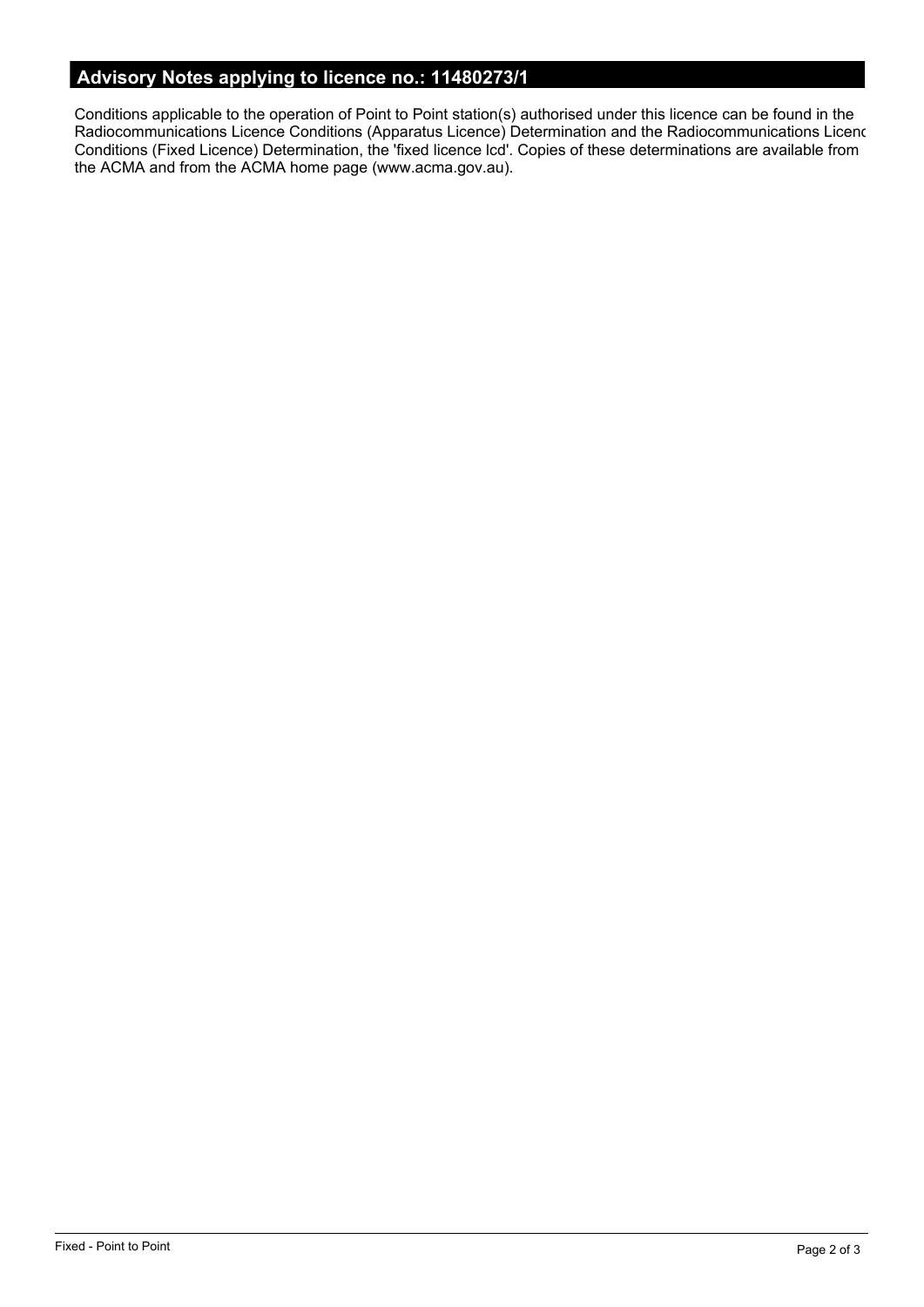## Advisory Notes applying to licence no.: 11480273/1

Conditions applicable to the operation of Point to Point station(s) authorised under this licence can be found in the Radiocommunications Licence Conditions (Apparatus Licence) Determination and the Radiocommunications Licenc Conditions (Fixed Licence) Determination, the 'fixed licence lcd'. Copies of these determinations are available from the ACMA and from the ACMA home page (www.acma.gov.au).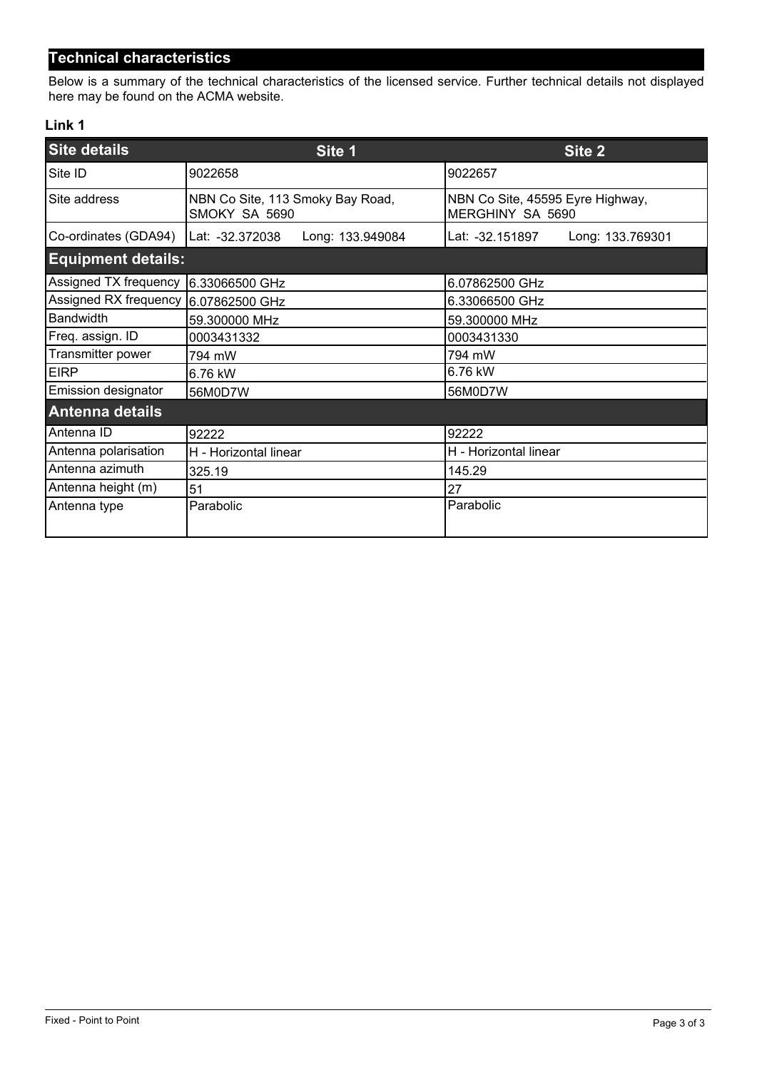## Technical characteristics

Below is a summary of the technical characteristics of the licensed service. Further technical details not displayed here may be found on the ACMA website.

### Link 1

| Site details | Site 1 | Site 2 |
|---|---|---|
| Site ID | 9022658 | 9022657 |
| Site address | NBN Co Site, 113 Smoky Bay Road, SMOKY SA 5690 | NBN Co Site, 45595 Eyre Highway, MERGHINY SA 5690 |
| Co-ordinates (GDA94) | Lat: -32.372038 Long: 133.949084 | Lat: -32.151897 Long: 133.769301 |
| **Equipment details:** | | |
| Assigned TX frequency | 6.33066500 GHz | 6.07862500 GHz |
| Assigned RX frequency | 6.07862500 GHz | 6.33066500 GHz |
| Bandwidth | 59.300000 MHz | 59.300000 MHz |
| Freq. assign. ID | 0003431332 | 0003431330 |
| Transmitter power | 794 mW | 794 mW |
| EIRP | 6.76 kW | 6.76 kW |
| Emission designator | 56M0D7W | 56M0D7W |
| **Antenna details** | | |
| Antenna ID | 92222 | 92222 |
| Antenna polarisation | H - Horizontal linear | H - Horizontal linear |
| Antenna azimuth | 325.19 | 145.29 |
| Antenna height (m) | 51 | 27 |
| Antenna type | Parabolic | Parabolic |

Fixed - Point to Point